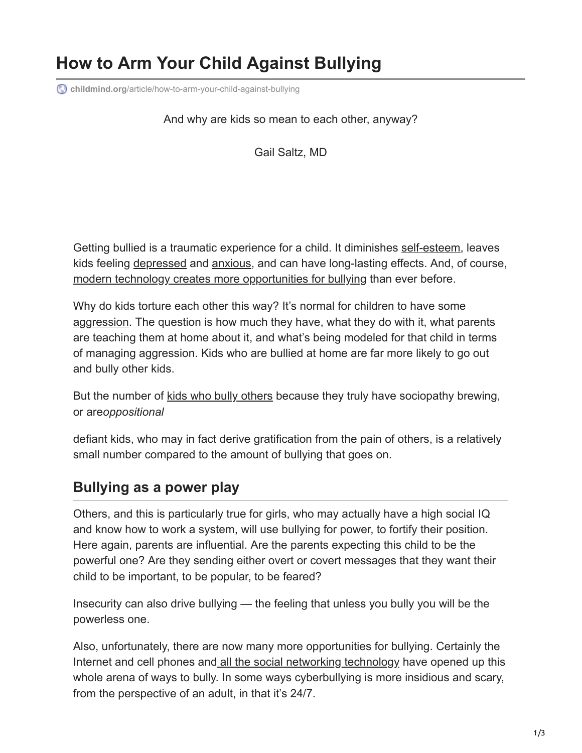# How to Arm Your Child Against Bullying

childmind.org/article/how-to-arm-your-child-against-bullying

And why are kids so mean to each other, anyway?

Gail Saltz, MD

Getting bullied is a traumatic experience for a child. It diminishes self-esteem, leaves kids feeling depressed and anxious, and can have long-lasting effects. And, of course, modern technology creates more opportunities for bullying than ever before.

Why do kids torture each other this way? It's normal for children to have some aggression. The question is how much they have, what they do with it, what parents are teaching them at home about it, and what's being modeled for that child in terms of managing aggression. Kids who are bullied at home are far more likely to go out and bully other kids.

But the number of kids who bully others because they truly have sociopathy brewing, or are*oppositional*

defiant kids, who may in fact derive gratification from the pain of others, is a relatively small number compared to the amount of bullying that goes on.

## Bullying as a power play

Others, and this is particularly true for girls, who may actually have a high social IQ and know how to work a system, will use bullying for power, to fortify their position. Here again, parents are influential. Are the parents expecting this child to be the powerful one? Are they sending either overt or covert messages that they want their child to be important, to be popular, to be feared?

Insecurity can also drive bullying — the feeling that unless you bully you will be the powerless one.

Also, unfortunately, there are now many more opportunities for bullying. Certainly the Internet and cell phones and all the social networking technology have opened up this whole arena of ways to bully. In some ways cyberbullying is more insidious and scary, from the perspective of an adult, in that it's 24/7.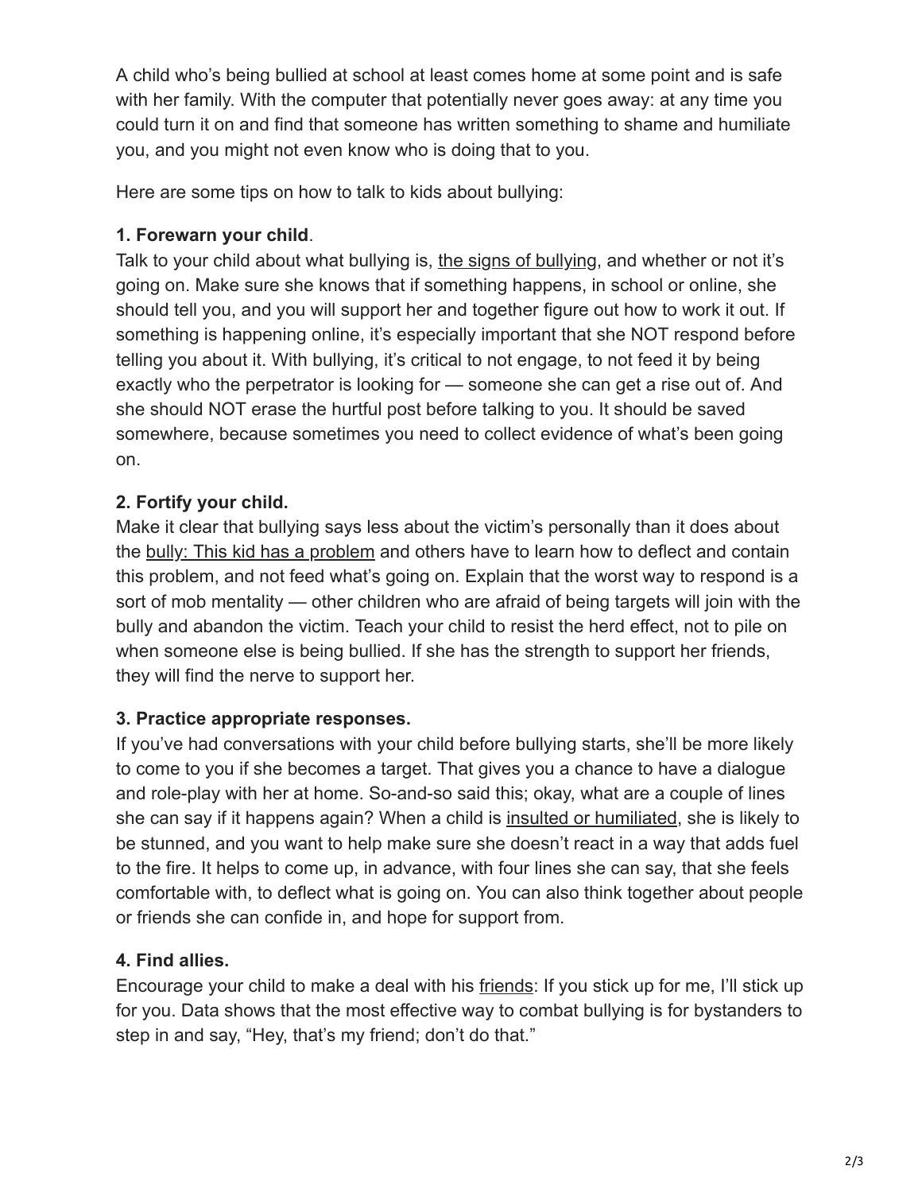A child who's being bullied at school at least comes home at some point and is safe with her family. With the computer that potentially never goes away: at any time you could turn it on and find that someone has written something to shame and humiliate you, and you might not even know who is doing that to you.

Here are some tips on how to talk to kids about bullying:

**1. Forewarn your child**.
Talk to your child about what bullying is, the signs of bullying, and whether or not it's going on. Make sure she knows that if something happens, in school or online, she should tell you, and you will support her and together figure out how to work it out. If something is happening online, it's especially important that she NOT respond before telling you about it. With bullying, it's critical to not engage, to not feed it by being exactly who the perpetrator is looking for — someone she can get a rise out of. And she should NOT erase the hurtful post before talking to you. It should be saved somewhere, because sometimes you need to collect evidence of what's been going on.

**2. Fortify your child.**
Make it clear that bullying says less about the victim's personally than it does about the bully: This kid has a problem and others have to learn how to deflect and contain this problem, and not feed what's going on. Explain that the worst way to respond is a sort of mob mentality — other children who are afraid of being targets will join with the bully and abandon the victim. Teach your child to resist the herd effect, not to pile on when someone else is being bullied. If she has the strength to support her friends, they will find the nerve to support her.

**3. Practice appropriate responses.**
If you've had conversations with your child before bullying starts, she'll be more likely to come to you if she becomes a target. That gives you a chance to have a dialogue and role-play with her at home. So-and-so said this; okay, what are a couple of lines she can say if it happens again? When a child is insulted or humiliated, she is likely to be stunned, and you want to help make sure she doesn't react in a way that adds fuel to the fire. It helps to come up, in advance, with four lines she can say, that she feels comfortable with, to deflect what is going on. You can also think together about people or friends she can confide in, and hope for support from.

**4. Find allies.**
Encourage your child to make a deal with his friends: If you stick up for me, I'll stick up for you. Data shows that the most effective way to combat bullying is for bystanders to step in and say, "Hey, that's my friend; don't do that."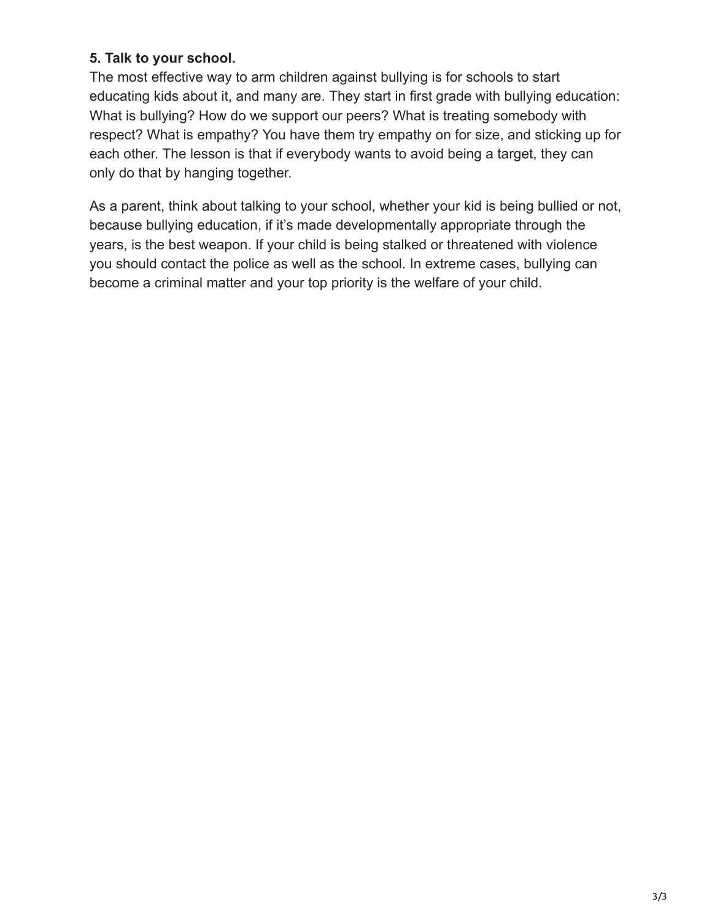**5. Talk to your school.**

The most effective way to arm children against bullying is for schools to start educating kids about it, and many are. They start in first grade with bullying education: What is bullying? How do we support our peers? What is treating somebody with respect? What is empathy? You have them try empathy on for size, and sticking up for each other. The lesson is that if everybody wants to avoid being a target, they can only do that by hanging together.

As a parent, think about talking to your school, whether your kid is being bullied or not, because bullying education, if it's made developmentally appropriate through the years, is the best weapon. If your child is being stalked or threatened with violence you should contact the police as well as the school. In extreme cases, bullying can become a criminal matter and your top priority is the welfare of your child.